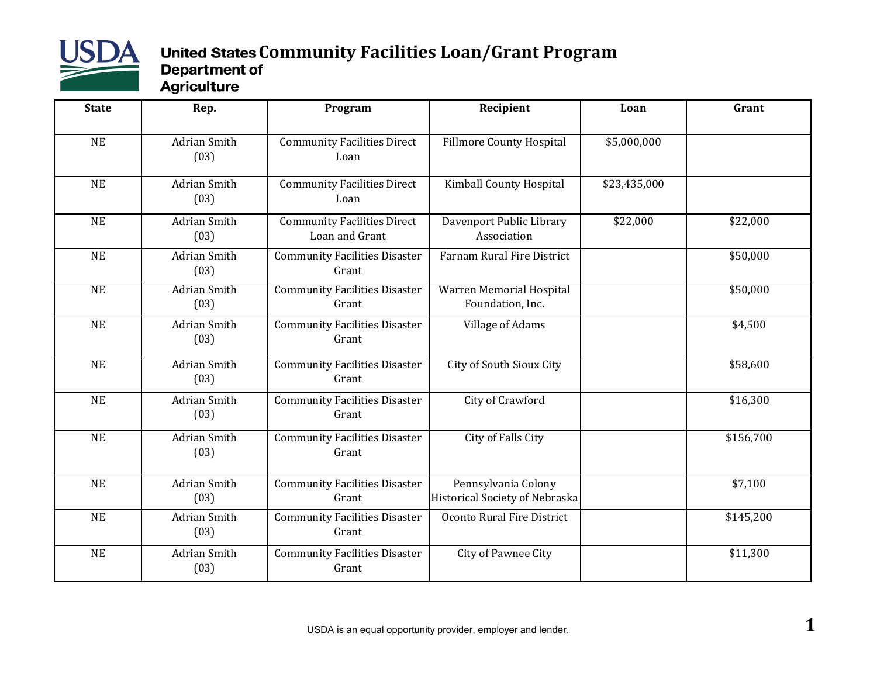# United States Department of Agriculture

# Community Facilities Loan/Grant Program

| State | Rep. | Program | Recipient | Loan | Grant |
|---|---|---|---|---|---|
| NE | Adrian Smith (03) | Community Facilities Direct Loan | Fillmore County Hospital | $5,000,000 | |
| NE | Adrian Smith (03) | Community Facilities Direct Loan | Kimball County Hospital | $23,435,000 | |
| NE | Adrian Smith (03) | Community Facilities Direct Loan and Grant | Davenport Public Library Association | $22,000 | $22,000 |
| NE | Adrian Smith (03) | Community Facilities Disaster Grant | Farnam Rural Fire District | | $50,000 |
| NE | Adrian Smith (03) | Community Facilities Disaster Grant | Warren Memorial Hospital Foundation, Inc. | | $50,000 |
| NE | Adrian Smith (03) | Community Facilities Disaster Grant | Village of Adams | | $4,500 |
| NE | Adrian Smith (03) | Community Facilities Disaster Grant | City of South Sioux City | | $58,600 |
| NE | Adrian Smith (03) | Community Facilities Disaster Grant | City of Crawford | | $16,300 |
| NE | Adrian Smith (03) | Community Facilities Disaster Grant | City of Falls City | | $156,700 |
| NE | Adrian Smith (03) | Community Facilities Disaster Grant | Pennsylvania Colony Historical Society of Nebraska | | $7,100 |
| NE | Adrian Smith (03) | Community Facilities Disaster Grant | Oconto Rural Fire District | | $145,200 |
| NE | Adrian Smith (03) | Community Facilities Disaster Grant | City of Pawnee City | | $11,300 |

USDA is an equal opportunity provider, employer and lender.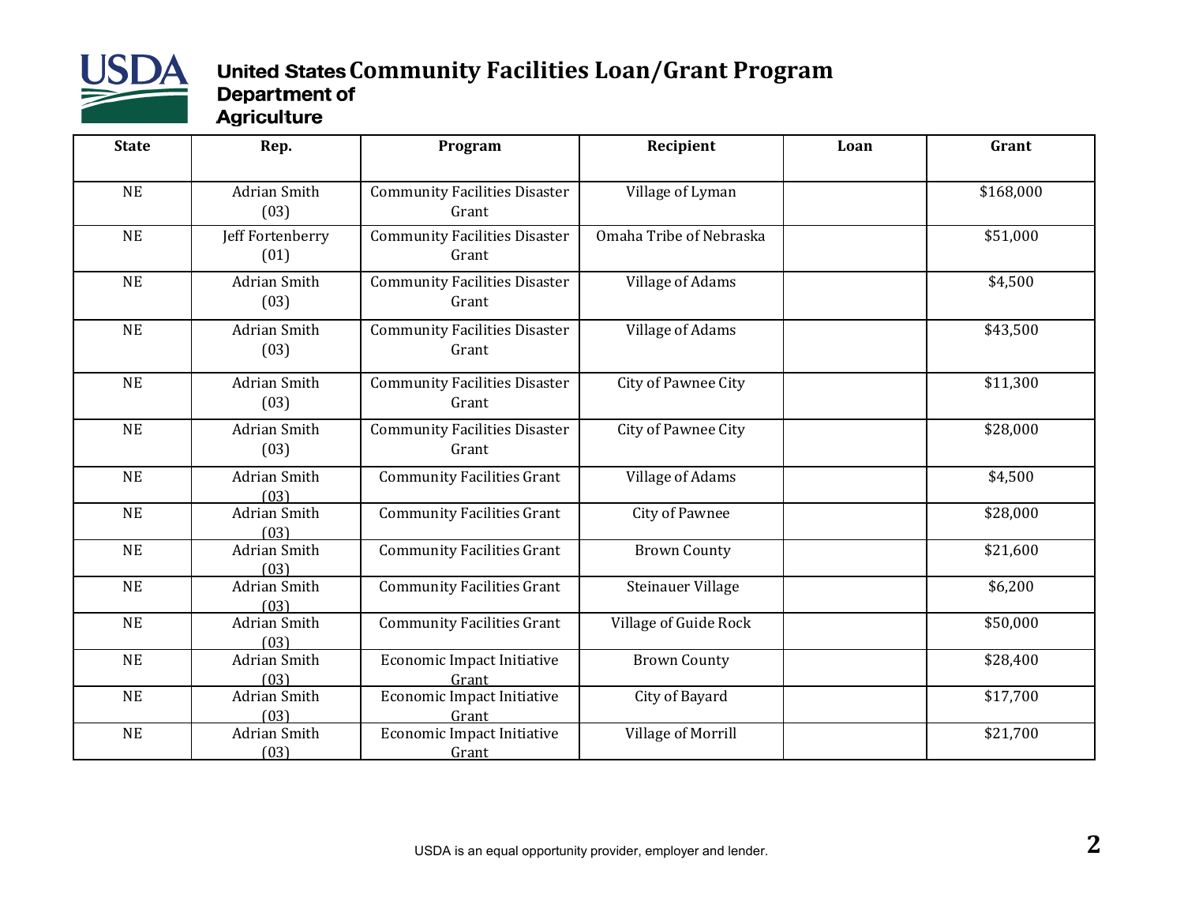# Community Facilities Loan/Grant Program

United States Department of Agriculture

| State | Rep. | Program | Recipient | Loan | Grant |
|---|---|---|---|---|---|
| NE | Adrian Smith (03) | Community Facilities Disaster Grant | Village of Lyman | | $168,000 |
| NE | Jeff Fortenberry (01) | Community Facilities Disaster Grant | Omaha Tribe of Nebraska | | $51,000 |
| NE | Adrian Smith (03) | Community Facilities Disaster Grant | Village of Adams | | $4,500 |
| NE | Adrian Smith (03) | Community Facilities Disaster Grant | Village of Adams | | $43,500 |
| NE | Adrian Smith (03) | Community Facilities Disaster Grant | City of Pawnee City | | $11,300 |
| NE | Adrian Smith (03) | Community Facilities Disaster Grant | City of Pawnee City | | $28,000 |
| NE | Adrian Smith (03) | Community Facilities Grant | Village of Adams | | $4,500 |
| NE | Adrian Smith (03) | Community Facilities Grant | City of Pawnee | | $28,000 |
| NE | Adrian Smith (03) | Community Facilities Grant | Brown County | | $21,600 |
| NE | Adrian Smith (03) | Community Facilities Grant | Steinauer Village | | $6,200 |
| NE | Adrian Smith (03) | Community Facilities Grant | Village of Guide Rock | | $50,000 |
| NE | Adrian Smith (03) | Economic Impact Initiative Grant | Brown County | | $28,400 |
| NE | Adrian Smith (03) | Economic Impact Initiative Grant | City of Bayard | | $17,700 |
| NE | Adrian Smith (03) | Economic Impact Initiative Grant | Village of Morrill | | $21,700 |

USDA is an equal opportunity provider, employer and lender.